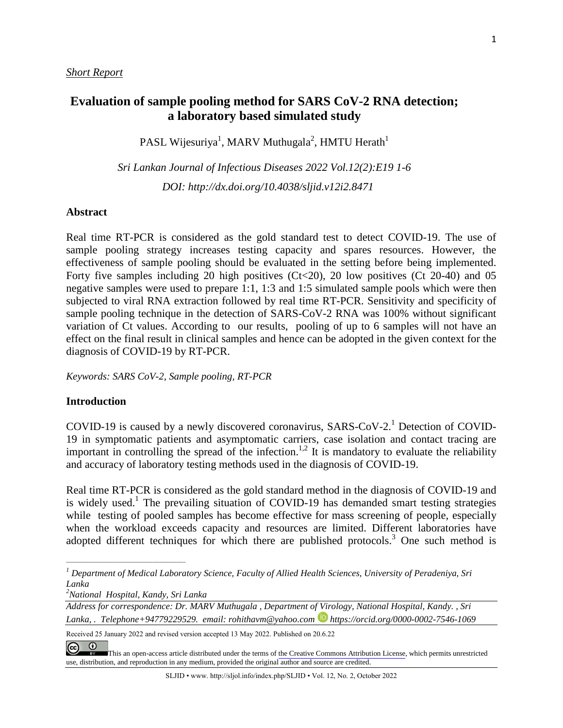*Short Report*

# Evaluation of sample pooling method for SARS CoV-2 RNA detection; a laboratory based simulated study

PASL Wijesuriya[1], MARV Muthugala[2], HMTU Herath[1]

*Sri Lankan Journal of Infectious Diseases 2022 Vol.12(2):E19 1-6*

*DOI: http://dx.doi.org/10.4038/sljid.v12i2.8471*

## Abstract

Real time RT-PCR is considered as the gold standard test to detect COVID-19. The use of sample pooling strategy increases testing capacity and spares resources. However, the effectiveness of sample pooling should be evaluated in the setting before being implemented. Forty five samples including 20 high positives (Ct<20), 20 low positives (Ct 20-40) and 05 negative samples were used to prepare 1:1, 1:3 and 1:5 simulated sample pools which were then subjected to viral RNA extraction followed by real time RT-PCR. Sensitivity and specificity of sample pooling technique in the detection of SARS-CoV-2 RNA was 100% without significant variation of Ct values. According to our results, pooling of up to 6 samples will not have an effect on the final result in clinical samples and hence can be adopted in the given context for the diagnosis of COVID-19 by RT-PCR.

*Keywords: SARS CoV-2, Sample pooling, RT-PCR*

## Introduction

COVID-19 is caused by a newly discovered coronavirus, SARS-CoV-2.[1] Detection of COVID-19 in symptomatic patients and asymptomatic carriers, case isolation and contact tracing are important in controlling the spread of the infection.[1,2] It is mandatory to evaluate the reliability and accuracy of laboratory testing methods used in the diagnosis of COVID-19.

Real time RT-PCR is considered as the gold standard method in the diagnosis of COVID-19 and is widely used.[1] The prevailing situation of COVID-19 has demanded smart testing strategies while testing of pooled samples has become effective for mass screening of people, especially when the workload exceeds capacity and resources are limited. Different laboratories have adopted different techniques for which there are published protocols.[3] One such method is

---

*[1] Department of Medical Laboratory Science, Faculty of Allied Health Sciences, University of Peradeniya, Sri Lanka*

*[2]National Hospital, Kandy, Sri Lanka*

*Address for correspondence: Dr. MARV Muthugala , Department of Virology, National Hospital, Kandy. , Sri Lanka, . Telephone+94779229529. email: rohithavm@yahoo.com https://orcid.org/0000-0002-7546-1069*

Received 25 January 2022 and revised version accepted 13 May 2022. Published on 20.6.22

This an open-access article distributed under the terms of the Creative Commons Attribution License, which permits unrestricted use, distribution, and reproduction in any medium, provided the original author and source are credited.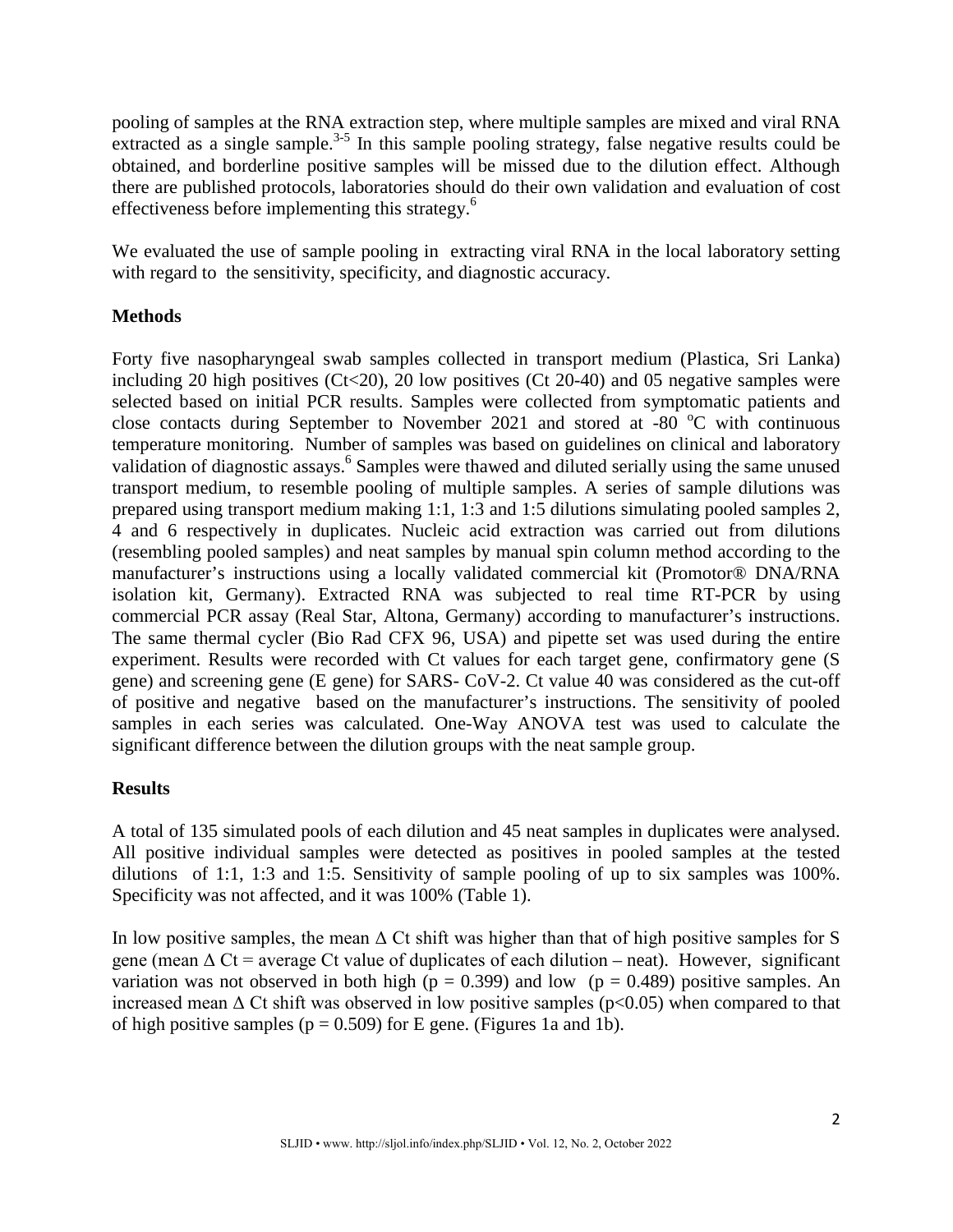pooling of samples at the RNA extraction step, where multiple samples are mixed and viral RNA extracted as a single sample.[3-5] In this sample pooling strategy, false negative results could be obtained, and borderline positive samples will be missed due to the dilution effect. Although there are published protocols, laboratories should do their own validation and evaluation of cost effectiveness before implementing this strategy.[6]

We evaluated the use of sample pooling in extracting viral RNA in the local laboratory setting with regard to the sensitivity, specificity, and diagnostic accuracy.

## Methods

Forty five nasopharyngeal swab samples collected in transport medium (Plastica, Sri Lanka) including 20 high positives ($Ct<20$), 20 low positives (Ct 20-40) and 05 negative samples were selected based on initial PCR results. Samples were collected from symptomatic patients and close contacts during September to November 2021 and stored at -80 °C with continuous temperature monitoring. Number of samples was based on guidelines on clinical and laboratory validation of diagnostic assays.[6] Samples were thawed and diluted serially using the same unused transport medium, to resemble pooling of multiple samples. A series of sample dilutions was prepared using transport medium making 1:1, 1:3 and 1:5 dilutions simulating pooled samples 2, 4 and 6 respectively in duplicates. Nucleic acid extraction was carried out from dilutions (resembling pooled samples) and neat samples by manual spin column method according to the manufacturer's instructions using a locally validated commercial kit (Promotor® DNA/RNA isolation kit, Germany). Extracted RNA was subjected to real time RT-PCR by using commercial PCR assay (Real Star, Altona, Germany) according to manufacturer's instructions. The same thermal cycler (Bio Rad CFX 96, USA) and pipette set was used during the entire experiment. Results were recorded with Ct values for each target gene, confirmatory gene (S gene) and screening gene (E gene) for SARS- CoV-2. Ct value 40 was considered as the cut-off of positive and negative based on the manufacturer's instructions. The sensitivity of pooled samples in each series was calculated. One-Way ANOVA test was used to calculate the significant difference between the dilution groups with the neat sample group.

## Results

A total of 135 simulated pools of each dilution and 45 neat samples in duplicates were analysed. All positive individual samples were detected as positives in pooled samples at the tested dilutions of 1:1, 1:3 and 1:5. Sensitivity of sample pooling of up to six samples was 100%. Specificity was not affected, and it was 100% (Table 1).

In low positive samples, the mean $\Delta$ Ct shift was higher than that of high positive samples for S gene (mean $\Delta$ Ct = average Ct value of duplicates of each dilution – neat). However, significant variation was not observed in both high ($p = 0.399$) and low ($p = 0.489$) positive samples. An increased mean $\Delta$ Ct shift was observed in low positive samples ($p<0.05$) when compared to that of high positive samples ($p = 0.509$) for E gene. (Figures 1a and 1b).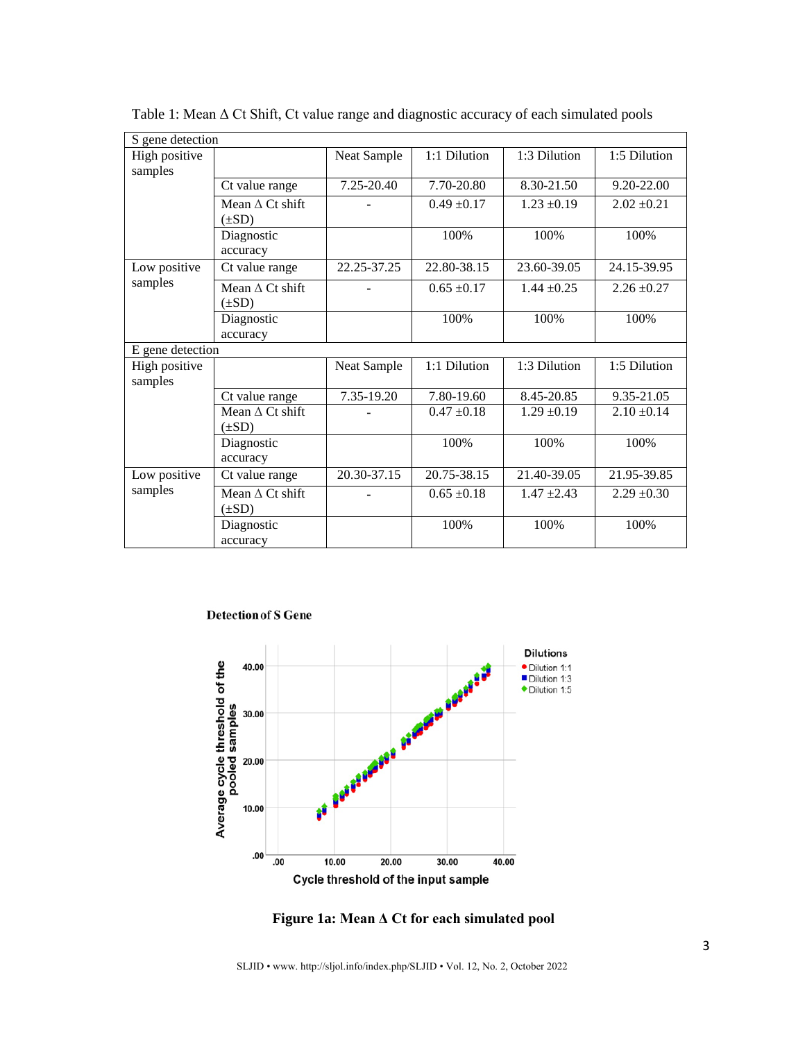Table 1: Mean Δ Ct Shift, Ct value range and diagnostic accuracy of each simulated pools

| S gene detection | | | | | |
|---|---|---|---|---|---|
| High positive samples | | Neat Sample | 1:1 Dilution | 1:3 Dilution | 1:5 Dilution |
| | Ct value range | 7.25-20.40 | 7.70-20.80 | 8.30-21.50 | 9.20-22.00 |
| | Mean Δ Ct shift (±SD) | - | 0.49 ±0.17 | 1.23 ±0.19 | 2.02 ±0.21 |
| | Diagnostic accuracy | | 100% | 100% | 100% |
| Low positive samples | Ct value range | 22.25-37.25 | 22.80-38.15 | 23.60-39.05 | 24.15-39.95 |
| | Mean Δ Ct shift (±SD) | - | 0.65 ±0.17 | 1.44 ±0.25 | 2.26 ±0.27 |
| | Diagnostic accuracy | | 100% | 100% | 100% |
| **E gene detection** | | | | | |
| High positive samples | | Neat Sample | 1:1 Dilution | 1:3 Dilution | 1:5 Dilution |
| | Ct value range | 7.35-19.20 | 7.80-19.60 | 8.45-20.85 | 9.35-21.05 |
| | Mean Δ Ct shift (±SD) | - | 0.47 ±0.18 | 1.29 ±0.19 | 2.10 ±0.14 |
| | Diagnostic accuracy | | 100% | 100% | 100% |
| Low positive samples | Ct value range | 20.30-37.15 | 20.75-38.15 | 21.40-39.05 | 21.95-39.85 |
| | Mean Δ Ct shift (±SD) | - | 0.65 ±0.18 | 1.47 ±2.43 | 2.29 ±0.30 |
| | Diagnostic accuracy | | 100% | 100% | 100% |

**Detection of S Gene**

**Figure 1a: Mean Δ Ct for each simulated pool**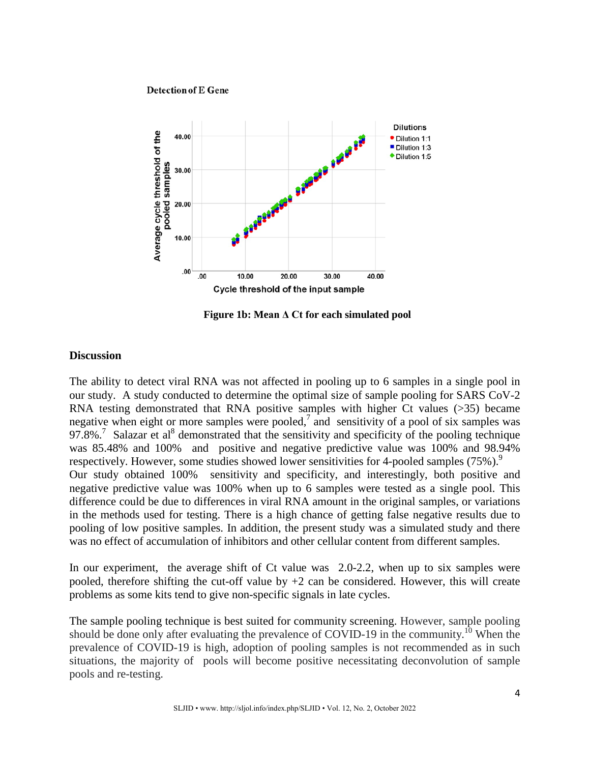**Detection of E Gene**

Figure 1b: Mean Δ Ct for each simulated pool

## Discussion

The ability to detect viral RNA was not affected in pooling up to 6 samples in a single pool in our study. A study conducted to determine the optimal size of sample pooling for SARS CoV-2 RNA testing demonstrated that RNA positive samples with higher Ct values (>35) became negative when eight or more samples were pooled,[7] and sensitivity of a pool of six samples was 97.8%.[7] Salazar et al[8] demonstrated that the sensitivity and specificity of the pooling technique was 85.48% and 100% and positive and negative predictive value was 100% and 98.94% respectively. However, some studies showed lower sensitivities for 4-pooled samples (75%).[9]
Our study obtained 100% sensitivity and specificity, and interestingly, both positive and negative predictive value was 100% when up to 6 samples were tested as a single pool. This difference could be due to differences in viral RNA amount in the original samples, or variations in the methods used for testing. There is a high chance of getting false negative results due to pooling of low positive samples. In addition, the present study was a simulated study and there was no effect of accumulation of inhibitors and other cellular content from different samples.

In our experiment, the average shift of Ct value was 2.0-2.2, when up to six samples were pooled, therefore shifting the cut-off value by +2 can be considered. However, this will create problems as some kits tend to give non-specific signals in late cycles.

The sample pooling technique is best suited for community screening. However, sample pooling should be done only after evaluating the prevalence of COVID-19 in the community.[10] When the prevalence of COVID-19 is high, adoption of pooling samples is not recommended as in such situations, the majority of pools will become positive necessitating deconvolution of sample pools and re-testing.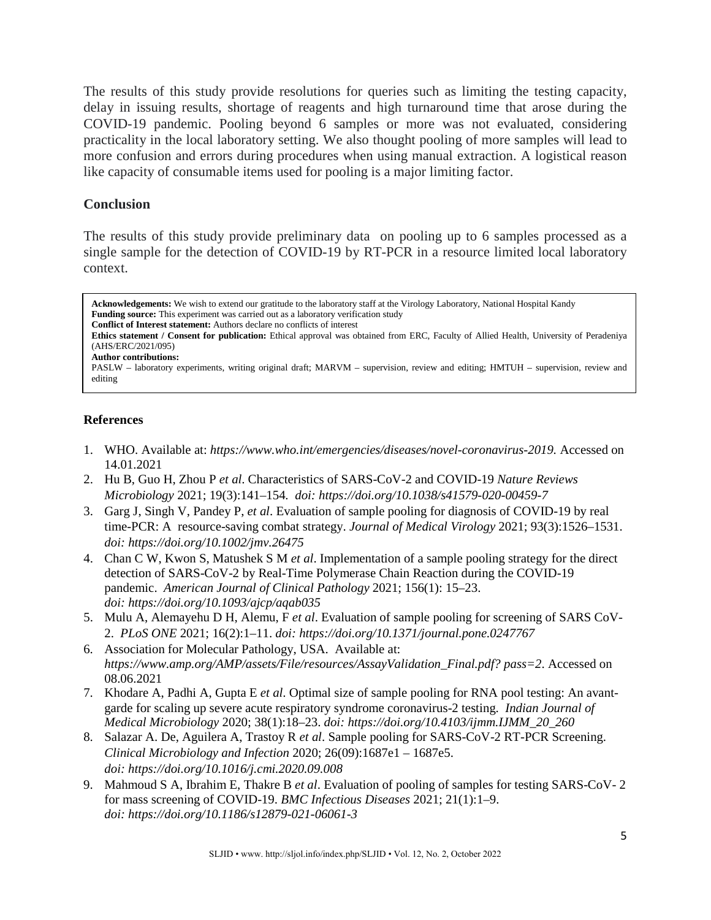The results of this study provide resolutions for queries such as limiting the testing capacity, delay in issuing results, shortage of reagents and high turnaround time that arose during the COVID-19 pandemic. Pooling beyond 6 samples or more was not evaluated, considering practicality in the local laboratory setting. We also thought pooling of more samples will lead to more confusion and errors during procedures when using manual extraction. A logistical reason like capacity of consumable items used for pooling is a major limiting factor.

## Conclusion

The results of this study provide preliminary data on pooling up to 6 samples processed as a single sample for the detection of COVID-19 by RT-PCR in a resource limited local laboratory context.

**Acknowledgements:** We wish to extend our gratitude to the laboratory staff at the Virology Laboratory, National Hospital Kandy
**Funding source:** This experiment was carried out as a laboratory verification study
**Conflict of Interest statement:** Authors declare no conflicts of interest
**Ethics statement / Consent for publication:** Ethical approval was obtained from ERC, Faculty of Allied Health, University of Peradeniya (AHS/ERC/2021/095)
**Author contributions:**
PASLW – laboratory experiments, writing original draft; MARVM – supervision, review and editing; HMTUH – supervision, review and editing

## References

1. WHO. Available at: *https://www.who.int/emergencies/diseases/novel-coronavirus-2019.* Accessed on 14.01.2021
2. Hu B, Guo H, Zhou P *et al*. Characteristics of SARS-CoV-2 and COVID-19 *Nature Reviews Microbiology* 2021; 19(3):141–154. *doi: https://doi.org/10.1038/s41579-020-00459-7*
3. Garg J, Singh V, Pandey P, *et al*. Evaluation of sample pooling for diagnosis of COVID-19 by real time-PCR: A resource-saving combat strategy. *Journal of Medical Virology* 2021; 93(3):1526–1531. *doi: https://doi.org/10.1002/jmv.26475*
4. Chan C W, Kwon S, Matushek S M *et al*. Implementation of a sample pooling strategy for the direct detection of SARS-CoV-2 by Real-Time Polymerase Chain Reaction during the COVID-19 pandemic. *American Journal of Clinical Pathology* 2021; 156(1): 15–23. *doi: https://doi.org/10.1093/ajcp/aqab035*
5. Mulu A, Alemayehu D H, Alemu, F *et al*. Evaluation of sample pooling for screening of SARS CoV-2. *PLoS ONE* 2021; 16(2):1–11. *doi: https://doi.org/10.1371/journal.pone.0247767*
6. Association for Molecular Pathology, USA. Available at: *https://www.amp.org/AMP/assets/File/resources/AssayValidation_Final.pdf? pass=2*. Accessed on 08.06.2021
7. Khodare A, Padhi A, Gupta E *et al*. Optimal size of sample pooling for RNA pool testing: An avant-garde for scaling up severe acute respiratory syndrome coronavirus-2 testing. *Indian Journal of Medical Microbiology* 2020; 38(1):18–23. *doi: https://doi.org/10.4103/ijmm.IJMM_20_260*
8. Salazar A. De, Aguilera A, Trastoy R *et al*. Sample pooling for SARS-CoV-2 RT-PCR Screening. *Clinical Microbiology and Infection* 2020; 26(09):1687e1 – 1687e5. *doi: https://doi.org/10.1016/j.cmi.2020.09.008*
9. Mahmoud S A, Ibrahim E, Thakre B *et al*. Evaluation of pooling of samples for testing SARS-CoV- 2 for mass screening of COVID-19. *BMC Infectious Diseases* 2021; 21(1):1–9. *doi: https://doi.org/10.1186/s12879-021-06061-3*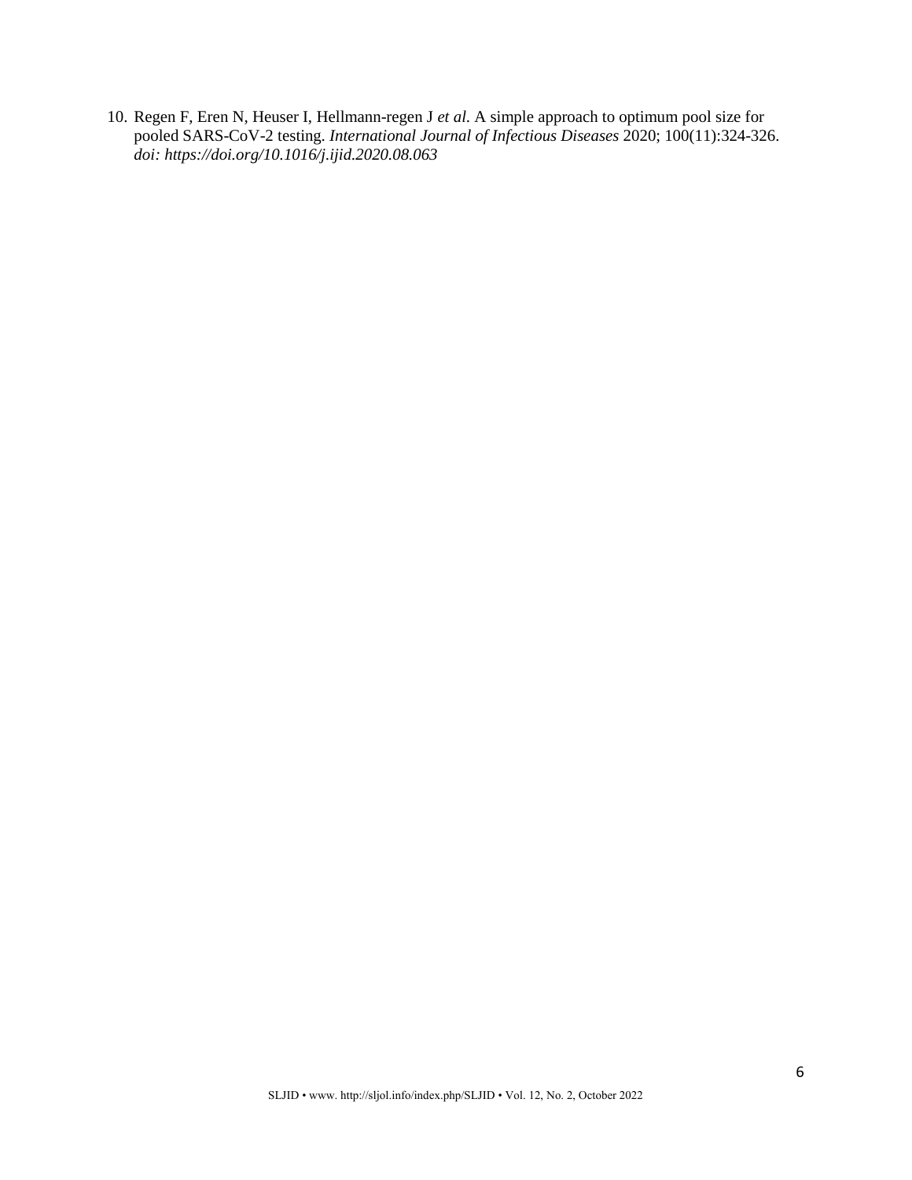10. Regen F, Eren N, Heuser I, Hellmann-regen J *et al*. A simple approach to optimum pool size for pooled SARS-CoV-2 testing. *International Journal of Infectious Diseases* 2020; 100(11):324-326. *doi: https://doi.org/10.1016/j.ijid.2020.08.063*